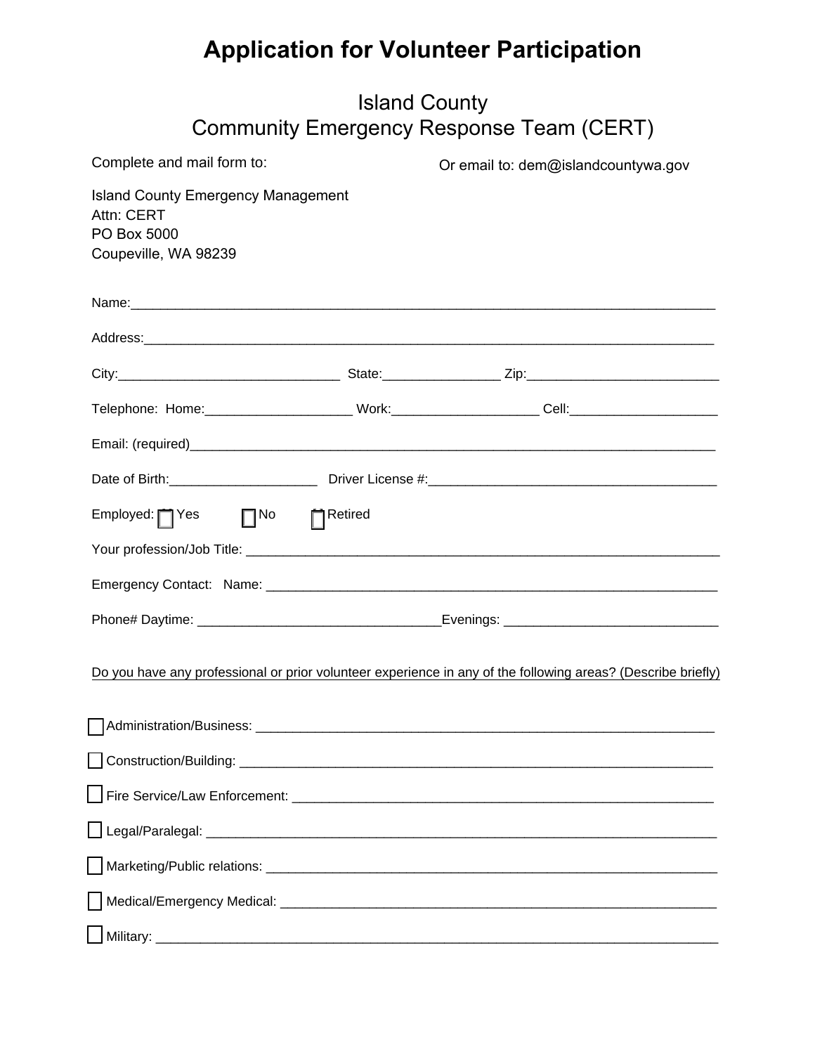# Application for Volunteer Participation

## Island County
## Community Emergency Response Team (CERT)

Complete and mail form to:

Or email to: dem@islandcountywa.gov

Island County Emergency Management
Attn: CERT
PO Box 5000
Coupeville, WA 98239

Name:_______________________________________________________________________________

Address:_____________________________________________________________________________

City:______________________________ State:________________ Zip:_________________________

Telephone: Home:____________________ Work:____________________ Cell:____________________

Email: (required)_______________________________________________________________________

Date of Birth:____________________ Driver License #:_______________________________________

Employed: ☐ Yes ☐ No ☐ Retired

Your profession/Job Title: ________________________________________________________________

Emergency Contact: Name: ______________________________________________________________

Phone# Daytime: ________________________________Evenings: _____________________________

Do you have any professional or prior volunteer experience in any of the following areas? (Describe briefly)

☐ Administration/Business: _______________________________________________________________

☐ Construction/Building: _________________________________________________________________

☐ Fire Service/Law Enforcement: ___________________________________________________________

☐ Legal/Paralegal: _______________________________________________________________________

☐ Marketing/Public relations: ______________________________________________________________

☐ Medical/Emergency Medical: _____________________________________________________________

☐ Military: _____________________________________________________________________________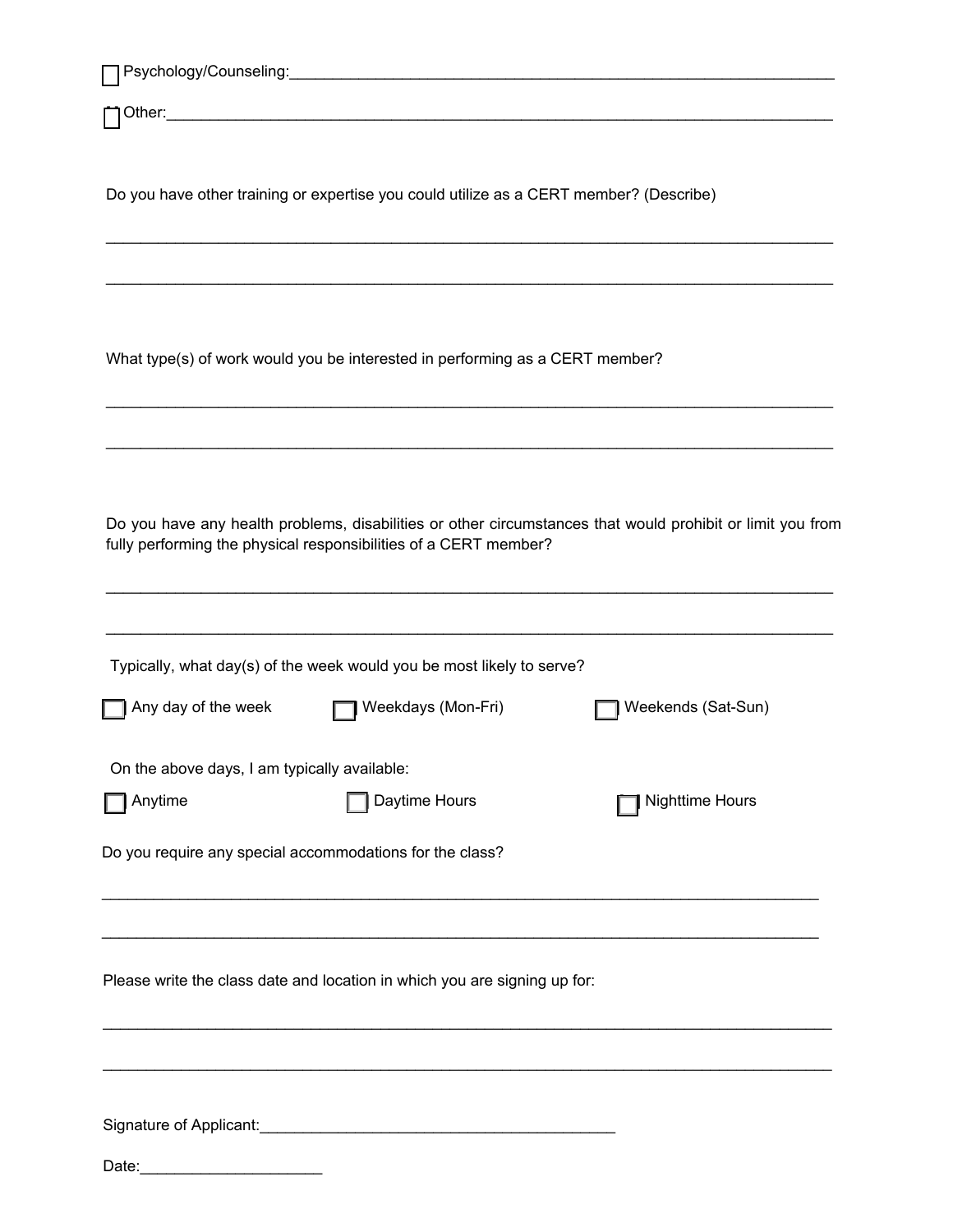☐ Psychology/Counseling:\_\_\_\_\_\_\_\_\_\_\_\_\_\_\_\_\_\_\_\_\_\_\_\_\_\_\_\_\_\_\_\_\_\_\_\_\_\_\_\_\_\_\_\_\_\_\_\_\_\_\_\_\_\_\_\_\_\_\_\_\_\_\_\_

☐ Other:\_\_\_\_\_\_\_\_\_\_\_\_\_\_\_\_\_\_\_\_\_\_\_\_\_\_\_\_\_\_\_\_\_\_\_\_\_\_\_\_\_\_\_\_\_\_\_\_\_\_\_\_\_\_\_\_\_\_\_\_\_\_\_\_\_\_\_\_\_\_\_\_\_\_\_\_

Do you have other training or expertise you could utilize as a CERT member? (Describe)

\_\_\_\_\_\_\_\_\_\_\_\_\_\_\_\_\_\_\_\_\_\_\_\_\_\_\_\_\_\_\_\_\_\_\_\_\_\_\_\_\_\_\_\_\_\_\_\_\_\_\_\_\_\_\_\_\_\_\_\_\_\_\_\_\_\_\_\_\_\_\_\_\_\_\_\_\_\_\_\_\_\_

\_\_\_\_\_\_\_\_\_\_\_\_\_\_\_\_\_\_\_\_\_\_\_\_\_\_\_\_\_\_\_\_\_\_\_\_\_\_\_\_\_\_\_\_\_\_\_\_\_\_\_\_\_\_\_\_\_\_\_\_\_\_\_\_\_\_\_\_\_\_\_\_\_\_\_\_\_\_\_\_\_\_

What type(s) of work would you be interested in performing as a CERT member?

\_\_\_\_\_\_\_\_\_\_\_\_\_\_\_\_\_\_\_\_\_\_\_\_\_\_\_\_\_\_\_\_\_\_\_\_\_\_\_\_\_\_\_\_\_\_\_\_\_\_\_\_\_\_\_\_\_\_\_\_\_\_\_\_\_\_\_\_\_\_\_\_\_\_\_\_\_\_\_\_\_\_

\_\_\_\_\_\_\_\_\_\_\_\_\_\_\_\_\_\_\_\_\_\_\_\_\_\_\_\_\_\_\_\_\_\_\_\_\_\_\_\_\_\_\_\_\_\_\_\_\_\_\_\_\_\_\_\_\_\_\_\_\_\_\_\_\_\_\_\_\_\_\_\_\_\_\_\_\_\_\_\_\_\_

Do you have any health problems, disabilities or other circumstances that would prohibit or limit you from fully performing the physical responsibilities of a CERT member?

\_\_\_\_\_\_\_\_\_\_\_\_\_\_\_\_\_\_\_\_\_\_\_\_\_\_\_\_\_\_\_\_\_\_\_\_\_\_\_\_\_\_\_\_\_\_\_\_\_\_\_\_\_\_\_\_\_\_\_\_\_\_\_\_\_\_\_\_\_\_\_\_\_\_\_\_\_\_\_\_\_\_

\_\_\_\_\_\_\_\_\_\_\_\_\_\_\_\_\_\_\_\_\_\_\_\_\_\_\_\_\_\_\_\_\_\_\_\_\_\_\_\_\_\_\_\_\_\_\_\_\_\_\_\_\_\_\_\_\_\_\_\_\_\_\_\_\_\_\_\_\_\_\_\_\_\_\_\_\_\_\_\_\_\_

Typically, what day(s) of the week would you be most likely to serve?

☐ Any day of the week ☐ Weekdays (Mon-Fri) ☐ Weekends (Sat-Sun)

On the above days, I am typically available:

☐ Anytime ☐ Daytime Hours ☐ Nighttime Hours

Do you require any special accommodations for the class?

\_\_\_\_\_\_\_\_\_\_\_\_\_\_\_\_\_\_\_\_\_\_\_\_\_\_\_\_\_\_\_\_\_\_\_\_\_\_\_\_\_\_\_\_\_\_\_\_\_\_\_\_\_\_\_\_\_\_\_\_\_\_\_\_\_\_\_\_\_\_\_\_\_\_\_\_\_\_\_\_\_\_

\_\_\_\_\_\_\_\_\_\_\_\_\_\_\_\_\_\_\_\_\_\_\_\_\_\_\_\_\_\_\_\_\_\_\_\_\_\_\_\_\_\_\_\_\_\_\_\_\_\_\_\_\_\_\_\_\_\_\_\_\_\_\_\_\_\_\_\_\_\_\_\_\_\_\_\_\_\_\_\_\_\_

Please write the class date and location in which you are signing up for:

\_\_\_\_\_\_\_\_\_\_\_\_\_\_\_\_\_\_\_\_\_\_\_\_\_\_\_\_\_\_\_\_\_\_\_\_\_\_\_\_\_\_\_\_\_\_\_\_\_\_\_\_\_\_\_\_\_\_\_\_\_\_\_\_\_\_\_\_\_\_\_\_\_\_\_\_\_\_\_\_\_\_

\_\_\_\_\_\_\_\_\_\_\_\_\_\_\_\_\_\_\_\_\_\_\_\_\_\_\_\_\_\_\_\_\_\_\_\_\_\_\_\_\_\_\_\_\_\_\_\_\_\_\_\_\_\_\_\_\_\_\_\_\_\_\_\_\_\_\_\_\_\_\_\_\_\_\_\_\_\_\_\_\_\_

Signature of Applicant:\_\_\_\_\_\_\_\_\_\_\_\_\_\_\_\_\_\_\_\_\_\_\_\_\_\_\_\_\_\_\_\_\_\_\_\_\_\_\_\_\_\_

Date:\_\_\_\_\_\_\_\_\_\_\_\_\_\_\_\_\_\_\_\_\_\_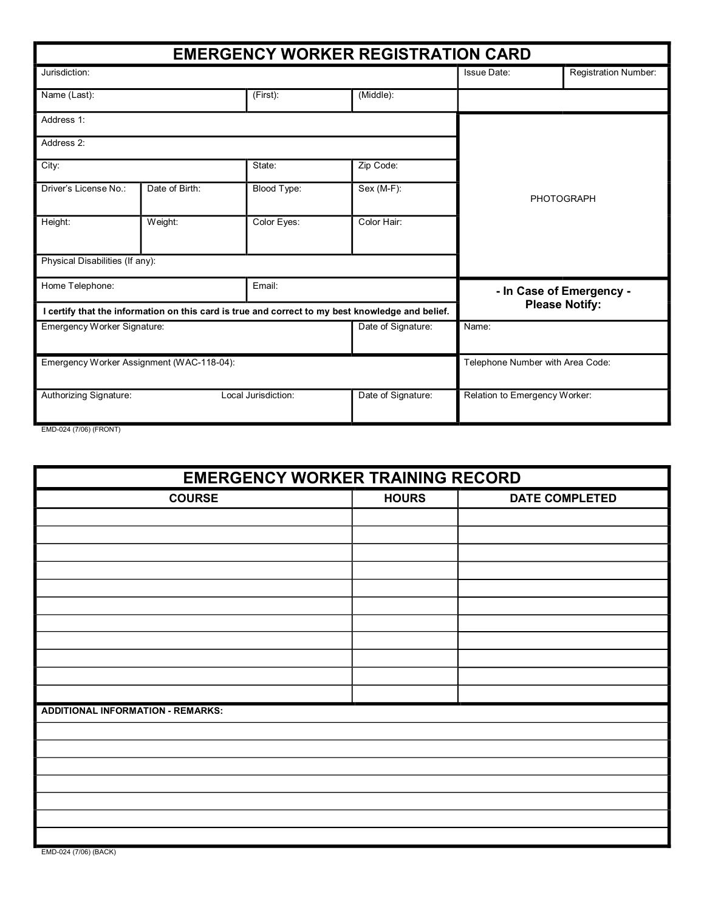# EMERGENCY WORKER REGISTRATION CARD

| | | | | | |
|---|---|---|---|---|---|
| Jurisdiction: | | | | Issue Date: | Registration Number: |
| Name (Last): | | (First): | (Middle): | | |
| Address 1: | | | | PHOTOGRAPH | |
| Address 2: | | | | | |
| City: | | State: | Zip Code: | | |
| Driver's License No.: | Date of Birth: | Blood Type: | Sex (M-F): | | |
| Height: | Weight: | Color Eyes: | Color Hair: | | |
| Physical Disabilities (If any): | | | | | |
| Home Telephone: | | Email: | | **- In Case of Emergency - Please Notify:** | |
| **I certify that the information on this card is true and correct to my best knowledge and belief.** | | | | | |
| Emergency Worker Signature: | | | Date of Signature: | Name: | |
| Emergency Worker Assignment (WAC-118-04): | | | | Telephone Number with Area Code: | |
| Authorizing Signature: | Local Jurisdiction: | | Date of Signature: | Relation to Emergency Worker: | |

EMD-024 (7/06) (FRONT)

# EMERGENCY WORKER TRAINING RECORD

| COURSE | HOURS | DATE COMPLETED |
|---|---|---|
| | | |
| | | |
| | | |
| | | |
| | | |
| | | |
| | | |
| | | |
| | | |
| | | |
| | | |

**ADDITIONAL INFORMATION - REMARKS:**

EMD-024 (7/06) (BACK)